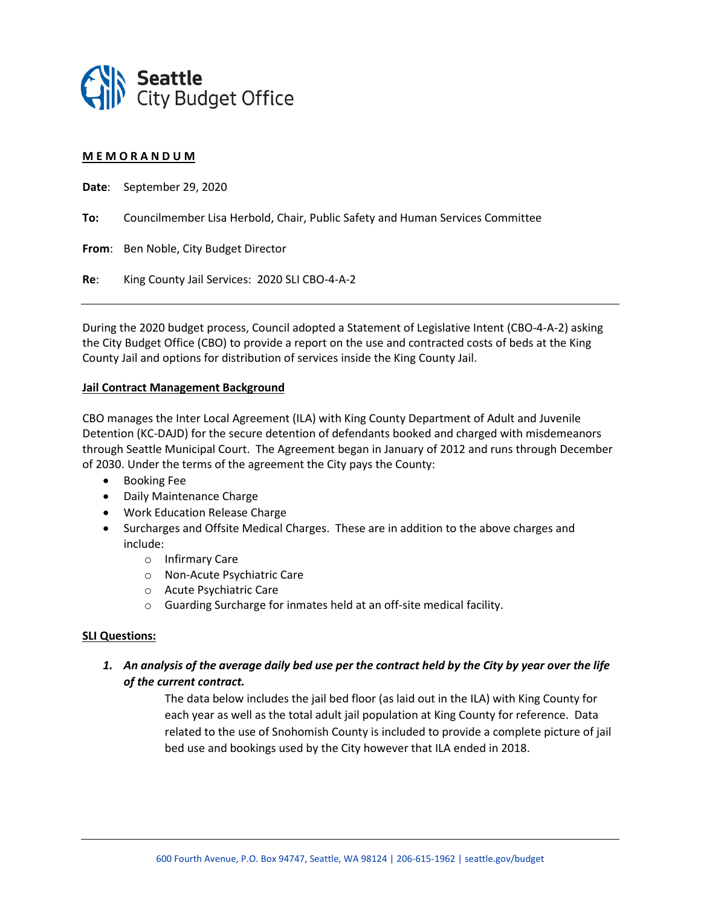Seattle
City Budget Office

**MEMORANDUM**

**Date**: September 29, 2020

**To:** Councilmember Lisa Herbold, Chair, Public Safety and Human Services Committee

**From**: Ben Noble, City Budget Director

**Re**: King County Jail Services: 2020 SLI CBO-4-A-2

---

During the 2020 budget process, Council adopted a Statement of Legislative Intent (CBO-4-A-2) asking the City Budget Office (CBO) to provide a report on the use and contracted costs of beds at the King County Jail and options for distribution of services inside the King County Jail.

**Jail Contract Management Background**

CBO manages the Inter Local Agreement (ILA) with King County Department of Adult and Juvenile Detention (KC-DAJD) for the secure detention of defendants booked and charged with misdemeanors through Seattle Municipal Court. The Agreement began in January of 2012 and runs through December of 2030. Under the terms of the agreement the City pays the County:

- Booking Fee
- Daily Maintenance Charge
- Work Education Release Charge
- Surcharges and Offsite Medical Charges. These are in addition to the above charges and include:
  - Infirmary Care
  - Non-Acute Psychiatric Care
  - Acute Psychiatric Care
  - Guarding Surcharge for inmates held at an off-site medical facility.

**SLI Questions:**

1. ***An analysis of the average daily bed use per the contract held by the City by year over the life of the current contract.***

   The data below includes the jail bed floor (as laid out in the ILA) with King County for each year as well as the total adult jail population at King County for reference. Data related to the use of Snohomish County is included to provide a complete picture of jail bed use and bookings used by the City however that ILA ended in 2018.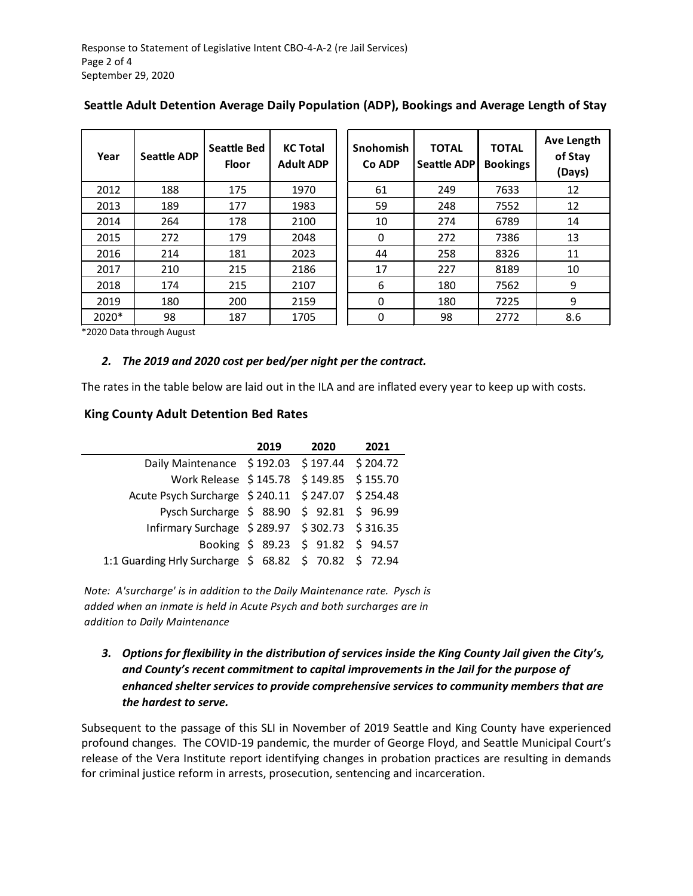**Seattle Adult Detention Average Daily Population (ADP), Bookings and Average Length of Stay**

| Year | Seattle ADP | Seattle Bed Floor | KC Total Adult ADP | Snohomish Co ADP | TOTAL Seattle ADP | TOTAL Bookings | Ave Length of Stay (Days) |
|---|---|---|---|---|---|---|---|
| 2012 | 188 | 175 | 1970 | 61 | 249 | 7633 | 12 |
| 2013 | 189 | 177 | 1983 | 59 | 248 | 7552 | 12 |
| 2014 | 264 | 178 | 2100 | 10 | 274 | 6789 | 14 |
| 2015 | 272 | 179 | 2048 | 0 | 272 | 7386 | 13 |
| 2016 | 214 | 181 | 2023 | 44 | 258 | 8326 | 11 |
| 2017 | 210 | 215 | 2186 | 17 | 227 | 8189 | 10 |
| 2018 | 174 | 215 | 2107 | 6 | 180 | 7562 | 9 |
| 2019 | 180 | 200 | 2159 | 0 | 180 | 7225 | 9 |
| 2020* | 98 | 187 | 1705 | 0 | 98 | 2772 | 8.6 |

*2020 Data through August

2. ***The 2019 and 2020 cost per bed/per night per the contract.***

The rates in the table below are laid out in the ILA and are inflated every year to keep up with costs.

**King County Adult Detention Bed Rates**

| | 2019 | 2020 | 2021 |
|---|---|---|---|
| Daily Maintenance | $ 192.03 | $ 197.44 | $ 204.72 |
| Work Release | $ 145.78 | $ 149.85 | $ 155.70 |
| Acute Psych Surcharge | $ 240.11 | $ 247.07 | $ 254.48 |
| Pysch Surcharge | $ 88.90 | $ 92.81 | $ 96.99 |
| Infirmary Surchage | $ 289.97 | $ 302.73 | $ 316.35 |
| Booking | $ 89.23 | $ 91.82 | $ 94.57 |
| 1:1 Guarding Hrly Surcharge | $ 68.82 | $ 70.82 | $ 72.94 |

*Note: A'surcharge' is in addition to the Daily Maintenance rate. Pysch is added when an inmate is held in Acute Psych and both surcharges are in addition to Daily Maintenance*

3. ***Options for flexibility in the distribution of services inside the King County Jail given the City's, and County's recent commitment to capital improvements in the Jail for the purpose of enhanced shelter services to provide comprehensive services to community members that are the hardest to serve.***

Subsequent to the passage of this SLI in November of 2019 Seattle and King County have experienced profound changes. The COVID-19 pandemic, the murder of George Floyd, and Seattle Municipal Court's release of the Vera Institute report identifying changes in probation practices are resulting in demands for criminal justice reform in arrests, prosecution, sentencing and incarceration.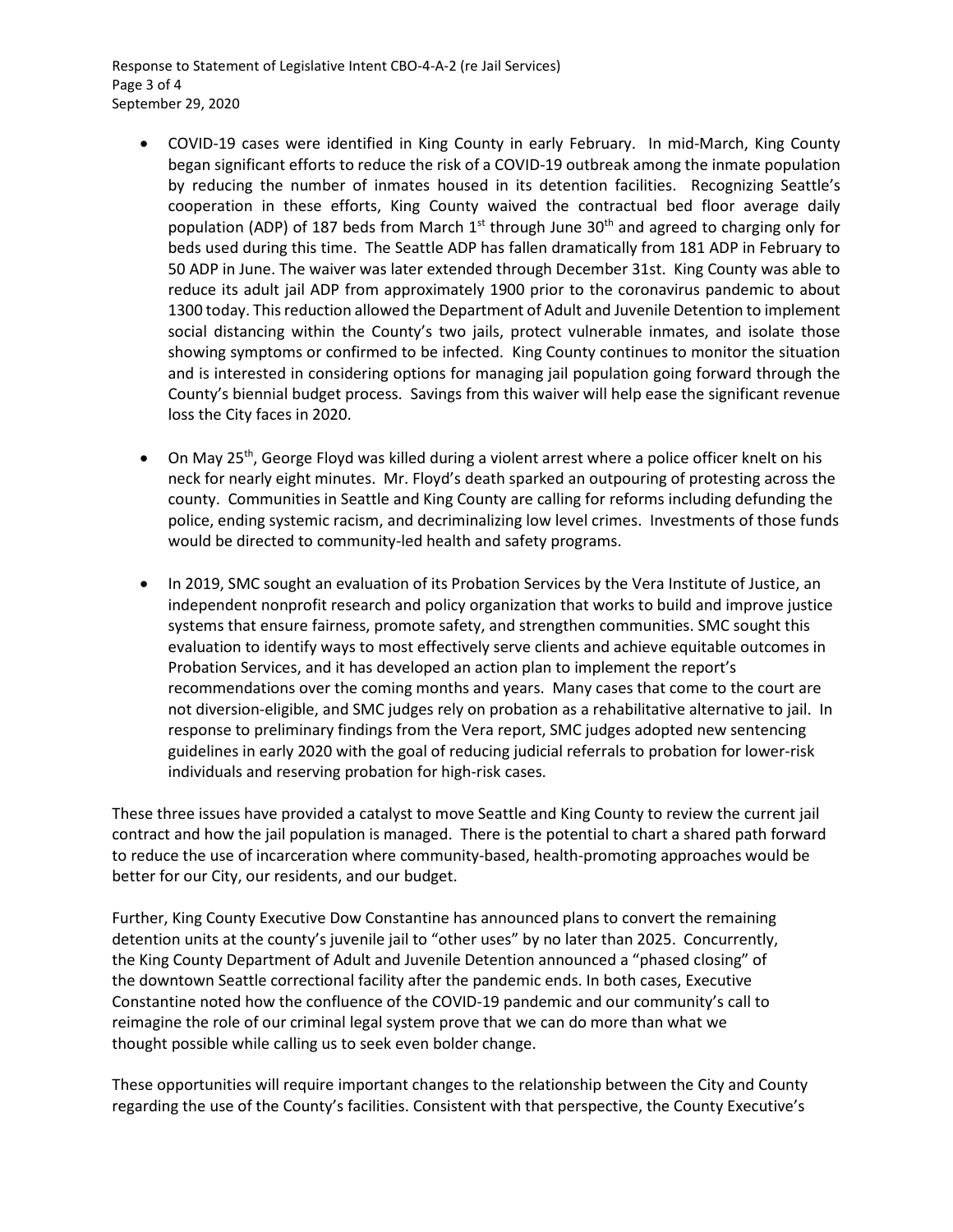- COVID-19 cases were identified in King County in early February. In mid-March, King County began significant efforts to reduce the risk of a COVID-19 outbreak among the inmate population by reducing the number of inmates housed in its detention facilities. Recognizing Seattle's cooperation in these efforts, King County waived the contractual bed floor average daily population (ADP) of 187 beds from March 1st through June 30th and agreed to charging only for beds used during this time. The Seattle ADP has fallen dramatically from 181 ADP in February to 50 ADP in June. The waiver was later extended through December 31st. King County was able to reduce its adult jail ADP from approximately 1900 prior to the coronavirus pandemic to about 1300 today. This reduction allowed the Department of Adult and Juvenile Detention to implement social distancing within the County's two jails, protect vulnerable inmates, and isolate those showing symptoms or confirmed to be infected. King County continues to monitor the situation and is interested in considering options for managing jail population going forward through the County's biennial budget process. Savings from this waiver will help ease the significant revenue loss the City faces in 2020.

- On May 25th, George Floyd was killed during a violent arrest where a police officer knelt on his neck for nearly eight minutes. Mr. Floyd's death sparked an outpouring of protesting across the county. Communities in Seattle and King County are calling for reforms including defunding the police, ending systemic racism, and decriminalizing low level crimes. Investments of those funds would be directed to community-led health and safety programs.

- In 2019, SMC sought an evaluation of its Probation Services by the Vera Institute of Justice, an independent nonprofit research and policy organization that works to build and improve justice systems that ensure fairness, promote safety, and strengthen communities. SMC sought this evaluation to identify ways to most effectively serve clients and achieve equitable outcomes in Probation Services, and it has developed an action plan to implement the report's recommendations over the coming months and years. Many cases that come to the court are not diversion-eligible, and SMC judges rely on probation as a rehabilitative alternative to jail. In response to preliminary findings from the Vera report, SMC judges adopted new sentencing guidelines in early 2020 with the goal of reducing judicial referrals to probation for lower-risk individuals and reserving probation for high-risk cases.

These three issues have provided a catalyst to move Seattle and King County to review the current jail contract and how the jail population is managed. There is the potential to chart a shared path forward to reduce the use of incarceration where community-based, health-promoting approaches would be better for our City, our residents, and our budget.

Further, King County Executive Dow Constantine has announced plans to convert the remaining detention units at the county's juvenile jail to "other uses" by no later than 2025. Concurrently, the King County Department of Adult and Juvenile Detention announced a "phased closing" of the downtown Seattle correctional facility after the pandemic ends. In both cases, Executive Constantine noted how the confluence of the COVID-19 pandemic and our community's call to reimagine the role of our criminal legal system prove that we can do more than what we thought possible while calling us to seek even bolder change.

These opportunities will require important changes to the relationship between the City and County regarding the use of the County's facilities. Consistent with that perspective, the County Executive's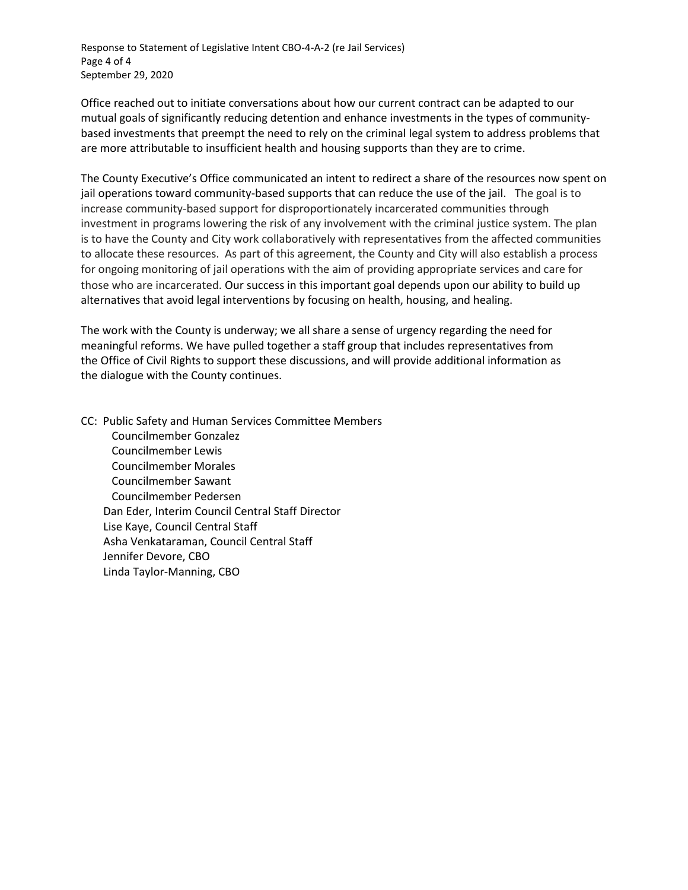Office reached out to initiate conversations about how our current contract can be adapted to our mutual goals of significantly reducing detention and enhance investments in the types of community-based investments that preempt the need to rely on the criminal legal system to address problems that are more attributable to insufficient health and housing supports than they are to crime.

The County Executive's Office communicated an intent to redirect a share of the resources now spent on jail operations toward community-based supports that can reduce the use of the jail. The goal is to increase community-based support for disproportionately incarcerated communities through investment in programs lowering the risk of any involvement with the criminal justice system. The plan is to have the County and City work collaboratively with representatives from the affected communities to allocate these resources. As part of this agreement, the County and City will also establish a process for ongoing monitoring of jail operations with the aim of providing appropriate services and care for those who are incarcerated. Our success in this important goal depends upon our ability to build up alternatives that avoid legal interventions by focusing on health, housing, and healing.

The work with the County is underway; we all share a sense of urgency regarding the need for meaningful reforms. We have pulled together a staff group that includes representatives from the Office of Civil Rights to support these discussions, and will provide additional information as the dialogue with the County continues.

CC: Public Safety and Human Services Committee Members
- Councilmember Gonzalez
- Councilmember Lewis
- Councilmember Morales
- Councilmember Sawant
- Councilmember Pedersen

Dan Eder, Interim Council Central Staff Director
Lise Kaye, Council Central Staff
Asha Venkataraman, Council Central Staff
Jennifer Devore, CBO
Linda Taylor-Manning, CBO